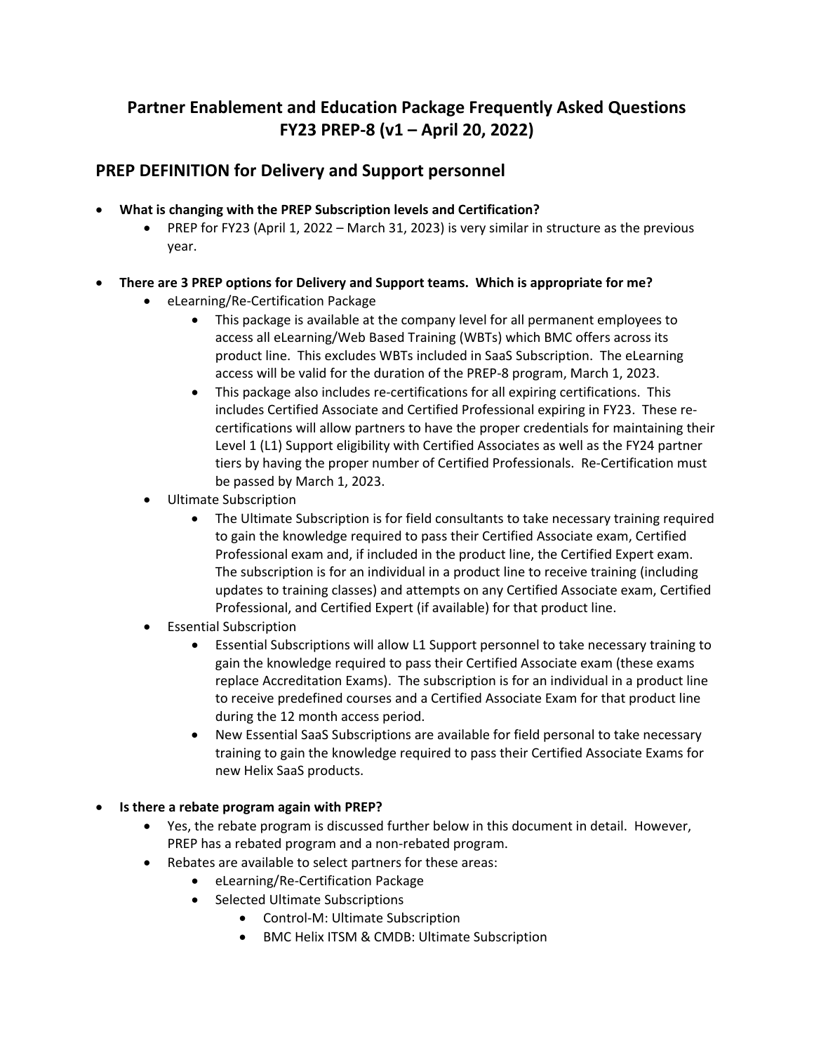# Partner Enablement and Education Package Frequently Asked Questions
# FY23 PREP-8 (v1 – April 20, 2022)

## PREP DEFINITION for Delivery and Support personnel

- **What is changing with the PREP Subscription levels and Certification?**
  - PREP for FY23 (April 1, 2022 – March 31, 2023) is very similar in structure as the previous year.

- **There are 3 PREP options for Delivery and Support teams. Which is appropriate for me?**
  - eLearning/Re-Certification Package
    - This package is available at the company level for all permanent employees to access all eLearning/Web Based Training (WBTs) which BMC offers across its product line. This excludes WBTs included in SaaS Subscription. The eLearning access will be valid for the duration of the PREP-8 program, March 1, 2023.
    - This package also includes re-certifications for all expiring certifications. This includes Certified Associate and Certified Professional expiring in FY23. These re-certifications will allow partners to have the proper credentials for maintaining their Level 1 (L1) Support eligibility with Certified Associates as well as the FY24 partner tiers by having the proper number of Certified Professionals. Re-Certification must be passed by March 1, 2023.
  - Ultimate Subscription
    - The Ultimate Subscription is for field consultants to take necessary training required to gain the knowledge required to pass their Certified Associate exam, Certified Professional exam and, if included in the product line, the Certified Expert exam. The subscription is for an individual in a product line to receive training (including updates to training classes) and attempts on any Certified Associate exam, Certified Professional, and Certified Expert (if available) for that product line.
  - Essential Subscription
    - Essential Subscriptions will allow L1 Support personnel to take necessary training to gain the knowledge required to pass their Certified Associate exam (these exams replace Accreditation Exams). The subscription is for an individual in a product line to receive predefined courses and a Certified Associate Exam for that product line during the 12 month access period.
    - New Essential SaaS Subscriptions are available for field personal to take necessary training to gain the knowledge required to pass their Certified Associate Exams for new Helix SaaS products.

- **Is there a rebate program again with PREP?**
  - Yes, the rebate program is discussed further below in this document in detail. However, PREP has a rebated program and a non-rebated program.
  - Rebates are available to select partners for these areas:
    - eLearning/Re-Certification Package
    - Selected Ultimate Subscriptions
      - Control-M: Ultimate Subscription
      - BMC Helix ITSM & CMDB: Ultimate Subscription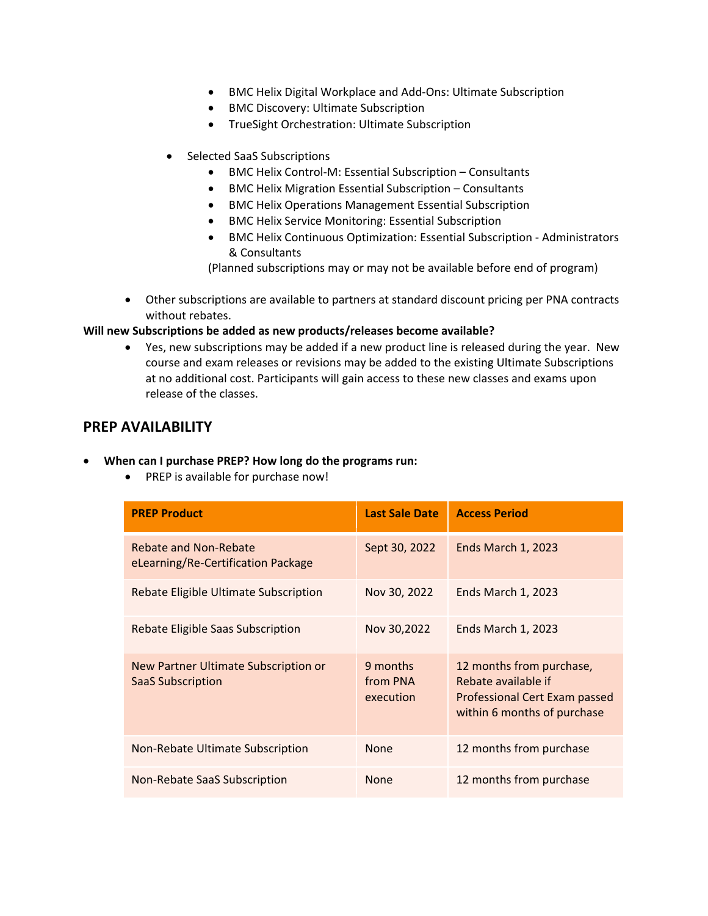- BMC Helix Digital Workplace and Add-Ons: Ultimate Subscription
        - BMC Discovery: Ultimate Subscription
        - TrueSight Orchestration: Ultimate Subscription

    - Selected SaaS Subscriptions
        - BMC Helix Control-M: Essential Subscription – Consultants
        - BMC Helix Migration Essential Subscription – Consultants
        - BMC Helix Operations Management Essential Subscription
        - BMC Helix Service Monitoring: Essential Subscription
        - BMC Helix Continuous Optimization: Essential Subscription - Administrators & Consultants

        (Planned subscriptions may or may not be available before end of program)

- Other subscriptions are available to partners at standard discount pricing per PNA contracts without rebates.

**Will new Subscriptions be added as new products/releases become available?**

- Yes, new subscriptions may be added if a new product line is released during the year. New course and exam releases or revisions may be added to the existing Ultimate Subscriptions at no additional cost. Participants will gain access to these new classes and exams upon release of the classes.

## PREP AVAILABILITY

- **When can I purchase PREP? How long do the programs run:**
    - PREP is available for purchase now!

| PREP Product | Last Sale Date | Access Period |
|---|---|---|
| Rebate and Non-Rebate eLearning/Re-Certification Package | Sept 30, 2022 | Ends March 1, 2023 |
| Rebate Eligible Ultimate Subscription | Nov 30, 2022 | Ends March 1, 2023 |
| Rebate Eligible Saas Subscription | Nov 30,2022 | Ends March 1, 2023 |
| New Partner Ultimate Subscription or SaaS Subscription | 9 months from PNA execution | 12 months from purchase, Rebate available if Professional Cert Exam passed within 6 months of purchase |
| Non-Rebate Ultimate Subscription | None | 12 months from purchase |
| Non-Rebate SaaS Subscription | None | 12 months from purchase |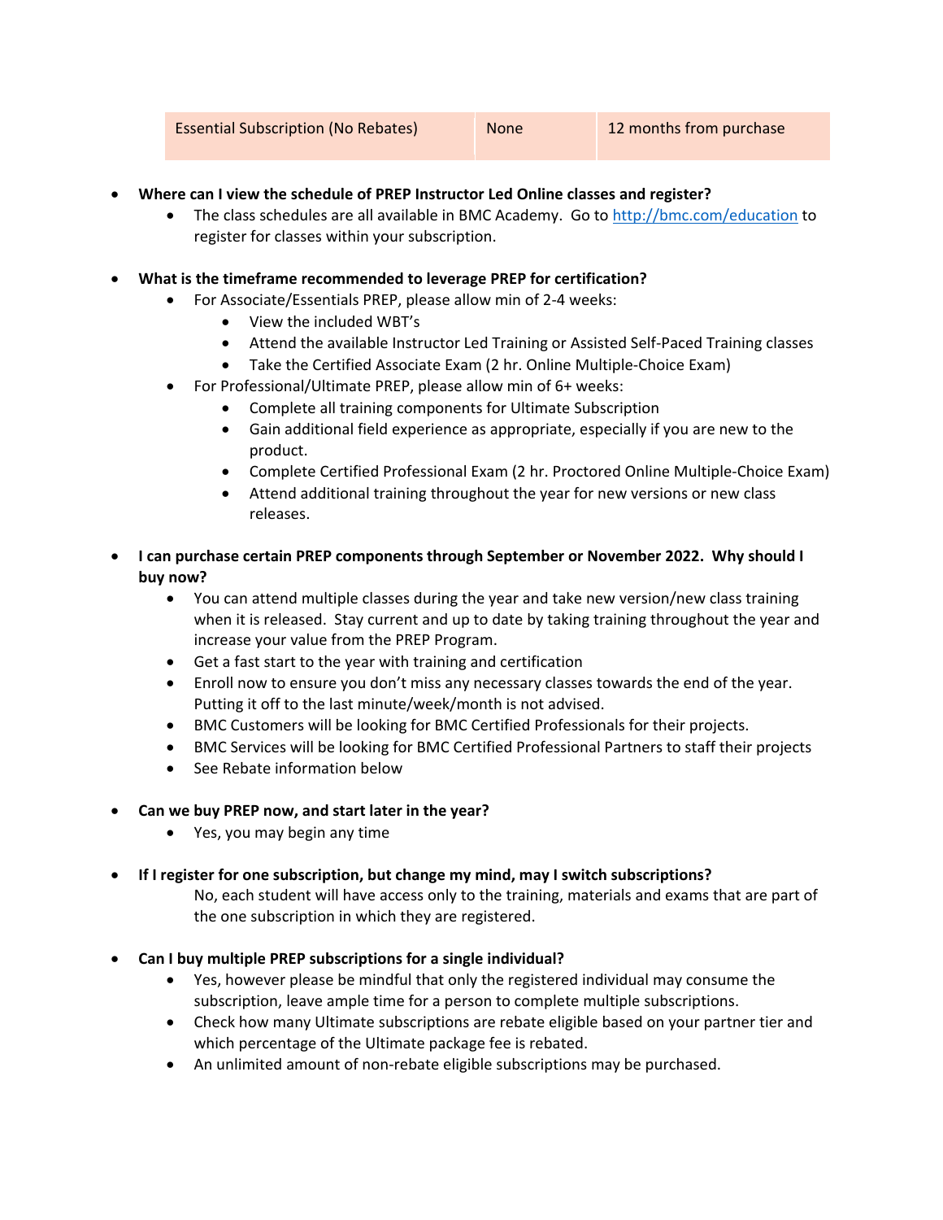| Essential Subscription (No Rebates) | None | 12 months from purchase |
|---|---|---|

- **Where can I view the schedule of PREP Instructor Led Online classes and register?**
  - The class schedules are all available in BMC Academy. Go to http://bmc.com/education to register for classes within your subscription.

- **What is the timeframe recommended to leverage PREP for certification?**
  - For Associate/Essentials PREP, please allow min of 2-4 weeks:
    - View the included WBT's
    - Attend the available Instructor Led Training or Assisted Self-Paced Training classes
    - Take the Certified Associate Exam (2 hr. Online Multiple-Choice Exam)
  - For Professional/Ultimate PREP, please allow min of 6+ weeks:
    - Complete all training components for Ultimate Subscription
    - Gain additional field experience as appropriate, especially if you are new to the product.
    - Complete Certified Professional Exam (2 hr. Proctored Online Multiple-Choice Exam)
    - Attend additional training throughout the year for new versions or new class releases.

- **I can purchase certain PREP components through September or November 2022. Why should I buy now?**
  - You can attend multiple classes during the year and take new version/new class training when it is released. Stay current and up to date by taking training throughout the year and increase your value from the PREP Program.
  - Get a fast start to the year with training and certification
  - Enroll now to ensure you don't miss any necessary classes towards the end of the year. Putting it off to the last minute/week/month is not advised.
  - BMC Customers will be looking for BMC Certified Professionals for their projects.
  - BMC Services will be looking for BMC Certified Professional Partners to staff their projects
  - See Rebate information below

- **Can we buy PREP now, and start later in the year?**
  - Yes, you may begin any time

- **If I register for one subscription, but change my mind, may I switch subscriptions?**

  No, each student will have access only to the training, materials and exams that are part of the one subscription in which they are registered.

- **Can I buy multiple PREP subscriptions for a single individual?**
  - Yes, however please be mindful that only the registered individual may consume the subscription, leave ample time for a person to complete multiple subscriptions.
  - Check how many Ultimate subscriptions are rebate eligible based on your partner tier and which percentage of the Ultimate package fee is rebated.
  - An unlimited amount of non-rebate eligible subscriptions may be purchased.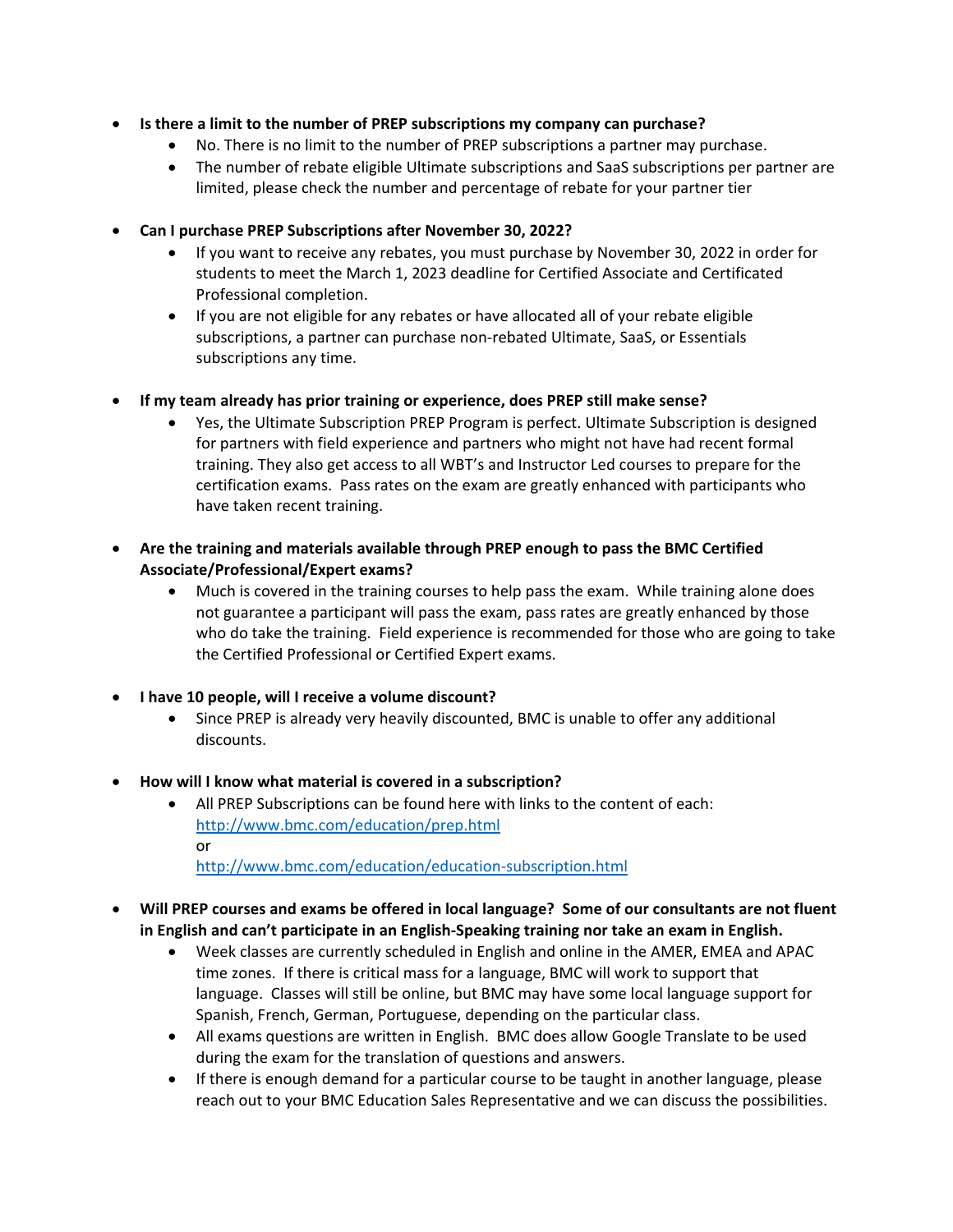- **Is there a limit to the number of PREP subscriptions my company can purchase?**
  - No. There is no limit to the number of PREP subscriptions a partner may purchase.
  - The number of rebate eligible Ultimate subscriptions and SaaS subscriptions per partner are limited, please check the number and percentage of rebate for your partner tier

- **Can I purchase PREP Subscriptions after November 30, 2022?**
  - If you want to receive any rebates, you must purchase by November 30, 2022 in order for students to meet the March 1, 2023 deadline for Certified Associate and Certificated Professional completion.
  - If you are not eligible for any rebates or have allocated all of your rebate eligible subscriptions, a partner can purchase non-rebated Ultimate, SaaS, or Essentials subscriptions any time.

- **If my team already has prior training or experience, does PREP still make sense?**
  - Yes, the Ultimate Subscription PREP Program is perfect. Ultimate Subscription is designed for partners with field experience and partners who might not have had recent formal training. They also get access to all WBT's and Instructor Led courses to prepare for the certification exams. Pass rates on the exam are greatly enhanced with participants who have taken recent training.

- **Are the training and materials available through PREP enough to pass the BMC Certified Associate/Professional/Expert exams?**
  - Much is covered in the training courses to help pass the exam. While training alone does not guarantee a participant will pass the exam, pass rates are greatly enhanced by those who do take the training. Field experience is recommended for those who are going to take the Certified Professional or Certified Expert exams.

- **I have 10 people, will I receive a volume discount?**
  - Since PREP is already very heavily discounted, BMC is unable to offer any additional discounts.

- **How will I know what material is covered in a subscription?**
  - All PREP Subscriptions can be found here with links to the content of each:
    http://www.bmc.com/education/prep.html
    or
    http://www.bmc.com/education/education-subscription.html

- **Will PREP courses and exams be offered in local language? Some of our consultants are not fluent in English and can't participate in an English-Speaking training nor take an exam in English.**
  - Week classes are currently scheduled in English and online in the AMER, EMEA and APAC time zones. If there is critical mass for a language, BMC will work to support that language. Classes will still be online, but BMC may have some local language support for Spanish, French, German, Portuguese, depending on the particular class.
  - All exams questions are written in English. BMC does allow Google Translate to be used during the exam for the translation of questions and answers.
  - If there is enough demand for a particular course to be taught in another language, please reach out to your BMC Education Sales Representative and we can discuss the possibilities.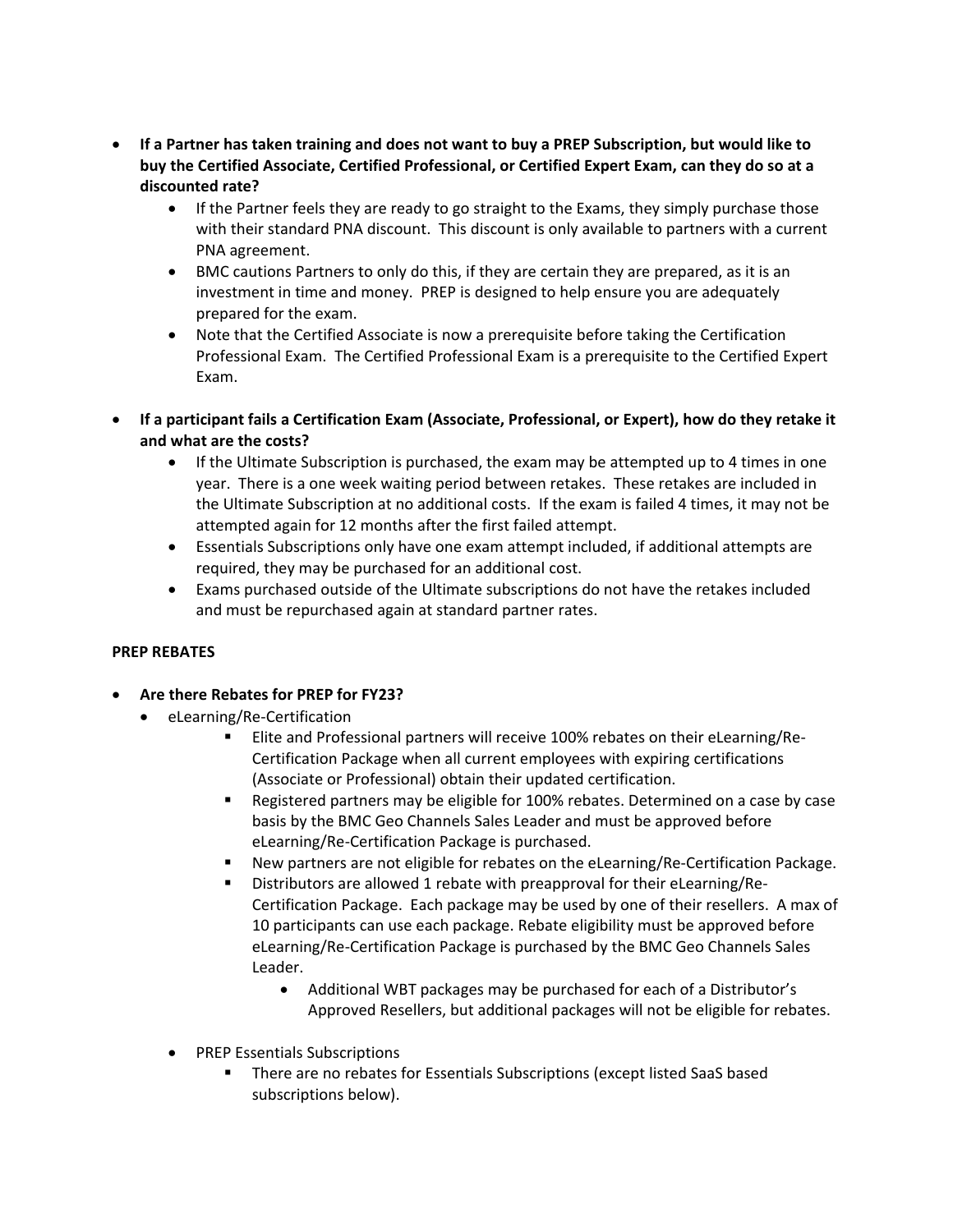- **If a Partner has taken training and does not want to buy a PREP Subscription, but would like to buy the Certified Associate, Certified Professional, or Certified Expert Exam, can they do so at a discounted rate?**
  - If the Partner feels they are ready to go straight to the Exams, they simply purchase those with their standard PNA discount. This discount is only available to partners with a current PNA agreement.
  - BMC cautions Partners to only do this, if they are certain they are prepared, as it is an investment in time and money. PREP is designed to help ensure you are adequately prepared for the exam.
  - Note that the Certified Associate is now a prerequisite before taking the Certification Professional Exam. The Certified Professional Exam is a prerequisite to the Certified Expert Exam.

- **If a participant fails a Certification Exam (Associate, Professional, or Expert), how do they retake it and what are the costs?**
  - If the Ultimate Subscription is purchased, the exam may be attempted up to 4 times in one year. There is a one week waiting period between retakes. These retakes are included in the Ultimate Subscription at no additional costs. If the exam is failed 4 times, it may not be attempted again for 12 months after the first failed attempt.
  - Essentials Subscriptions only have one exam attempt included, if additional attempts are required, they may be purchased for an additional cost.
  - Exams purchased outside of the Ultimate subscriptions do not have the retakes included and must be repurchased again at standard partner rates.

**PREP REBATES**

- **Are there Rebates for PREP for FY23?**
  - eLearning/Re-Certification
    - Elite and Professional partners will receive 100% rebates on their eLearning/Re-Certification Package when all current employees with expiring certifications (Associate or Professional) obtain their updated certification.
    - Registered partners may be eligible for 100% rebates. Determined on a case by case basis by the BMC Geo Channels Sales Leader and must be approved before eLearning/Re-Certification Package is purchased.
    - New partners are not eligible for rebates on the eLearning/Re-Certification Package.
    - Distributors are allowed 1 rebate with preapproval for their eLearning/Re-Certification Package. Each package may be used by one of their resellers. A max of 10 participants can use each package. Rebate eligibility must be approved before eLearning/Re-Certification Package is purchased by the BMC Geo Channels Sales Leader.
      - Additional WBT packages may be purchased for each of a Distributor's Approved Resellers, but additional packages will not be eligible for rebates.
  - PREP Essentials Subscriptions
    - There are no rebates for Essentials Subscriptions (except listed SaaS based subscriptions below).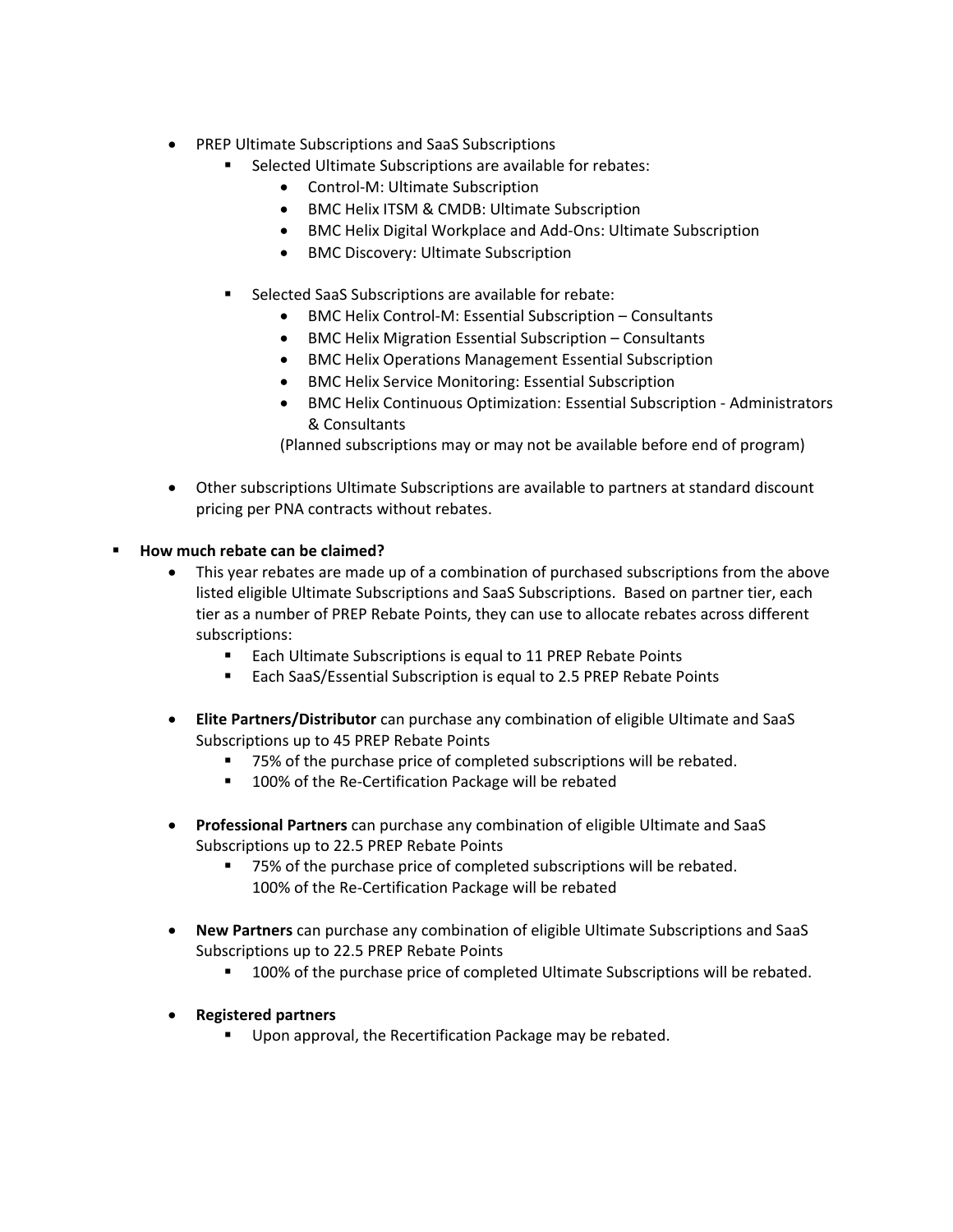- PREP Ultimate Subscriptions and SaaS Subscriptions
  - Selected Ultimate Subscriptions are available for rebates:
    - Control-M: Ultimate Subscription
    - BMC Helix ITSM & CMDB: Ultimate Subscription
    - BMC Helix Digital Workplace and Add-Ons: Ultimate Subscription
    - BMC Discovery: Ultimate Subscription
  - Selected SaaS Subscriptions are available for rebate:
    - BMC Helix Control-M: Essential Subscription – Consultants
    - BMC Helix Migration Essential Subscription – Consultants
    - BMC Helix Operations Management Essential Subscription
    - BMC Helix Service Monitoring: Essential Subscription
    - BMC Helix Continuous Optimization: Essential Subscription - Administrators & Consultants

    (Planned subscriptions may or may not be available before end of program)
- Other subscriptions Ultimate Subscriptions are available to partners at standard discount pricing per PNA contracts without rebates.

- **How much rebate can be claimed?**
  - This year rebates are made up of a combination of purchased subscriptions from the above listed eligible Ultimate Subscriptions and SaaS Subscriptions. Based on partner tier, each tier as a number of PREP Rebate Points, they can use to allocate rebates across different subscriptions:
    - Each Ultimate Subscriptions is equal to 11 PREP Rebate Points
    - Each SaaS/Essential Subscription is equal to 2.5 PREP Rebate Points
  - **Elite Partners/Distributor** can purchase any combination of eligible Ultimate and SaaS Subscriptions up to 45 PREP Rebate Points
    - 75% of the purchase price of completed subscriptions will be rebated.
    - 100% of the Re-Certification Package will be rebated
  - **Professional Partners** can purchase any combination of eligible Ultimate and SaaS Subscriptions up to 22.5 PREP Rebate Points
    - 75% of the purchase price of completed subscriptions will be rebated.
      100% of the Re-Certification Package will be rebated
  - **New Partners** can purchase any combination of eligible Ultimate Subscriptions and SaaS Subscriptions up to 22.5 PREP Rebate Points
    - 100% of the purchase price of completed Ultimate Subscriptions will be rebated.
  - **Registered partners**
    - Upon approval, the Recertification Package may be rebated.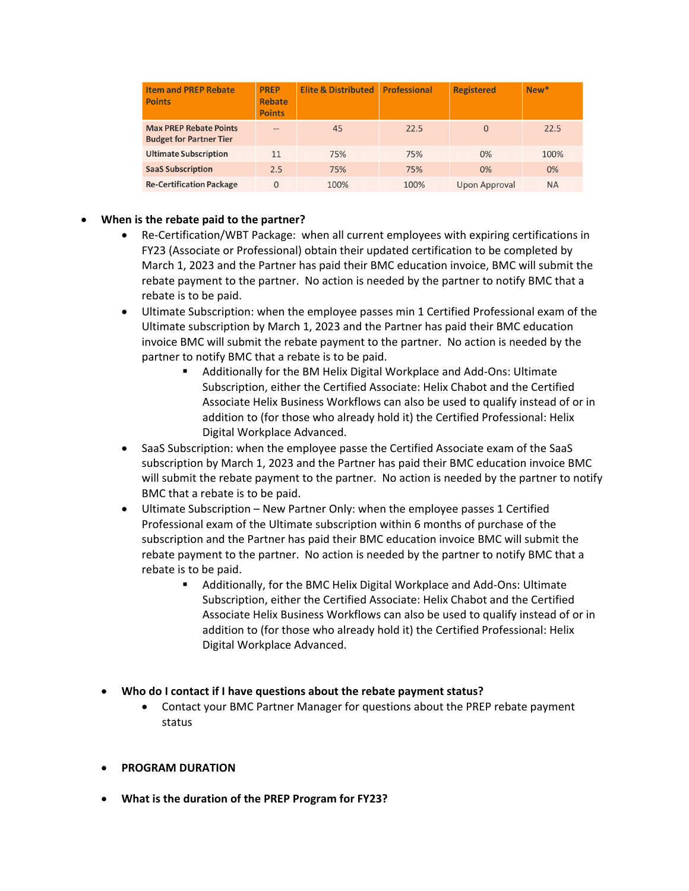| Item and PREP Rebate Points | PREP Rebate Points | Elite & Distributed | Professional | Registered | New* |
| --- | --- | --- | --- | --- | --- |
| Max PREP Rebate Points Budget for Partner Tier | -- | 45 | 22.5 | 0 | 22.5 |
| Ultimate Subscription | 11 | 75% | 75% | 0% | 100% |
| SaaS Subscription | 2.5 | 75% | 75% | 0% | 0% |
| Re-Certification Package | 0 | 100% | 100% | Upon Approval | NA |

- **When is the rebate paid to the partner?**
  - Re-Certification/WBT Package: when all current employees with expiring certifications in FY23 (Associate or Professional) obtain their updated certification to be completed by March 1, 2023 and the Partner has paid their BMC education invoice, BMC will submit the rebate payment to the partner. No action is needed by the partner to notify BMC that a rebate is to be paid.
  - Ultimate Subscription: when the employee passes min 1 Certified Professional exam of the Ultimate subscription by March 1, 2023 and the Partner has paid their BMC education invoice BMC will submit the rebate payment to the partner. No action is needed by the partner to notify BMC that a rebate is to be paid.
    - Additionally for the BM Helix Digital Workplace and Add-Ons: Ultimate Subscription, either the Certified Associate: Helix Chabot and the Certified Associate Helix Business Workflows can also be used to qualify instead of or in addition to (for those who already hold it) the Certified Professional: Helix Digital Workplace Advanced.
  - SaaS Subscription: when the employee passe the Certified Associate exam of the SaaS subscription by March 1, 2023 and the Partner has paid their BMC education invoice BMC will submit the rebate payment to the partner. No action is needed by the partner to notify BMC that a rebate is to be paid.
  - Ultimate Subscription – New Partner Only: when the employee passes 1 Certified Professional exam of the Ultimate subscription within 6 months of purchase of the subscription and the Partner has paid their BMC education invoice BMC will submit the rebate payment to the partner. No action is needed by the partner to notify BMC that a rebate is to be paid.
    - Additionally, for the BMC Helix Digital Workplace and Add-Ons: Ultimate Subscription, either the Certified Associate: Helix Chabot and the Certified Associate Helix Business Workflows can also be used to qualify instead of or in addition to (for those who already hold it) the Certified Professional: Helix Digital Workplace Advanced.

- **Who do I contact if I have questions about the rebate payment status?**
  - Contact your BMC Partner Manager for questions about the PREP rebate payment status

- **PROGRAM DURATION**

- **What is the duration of the PREP Program for FY23?**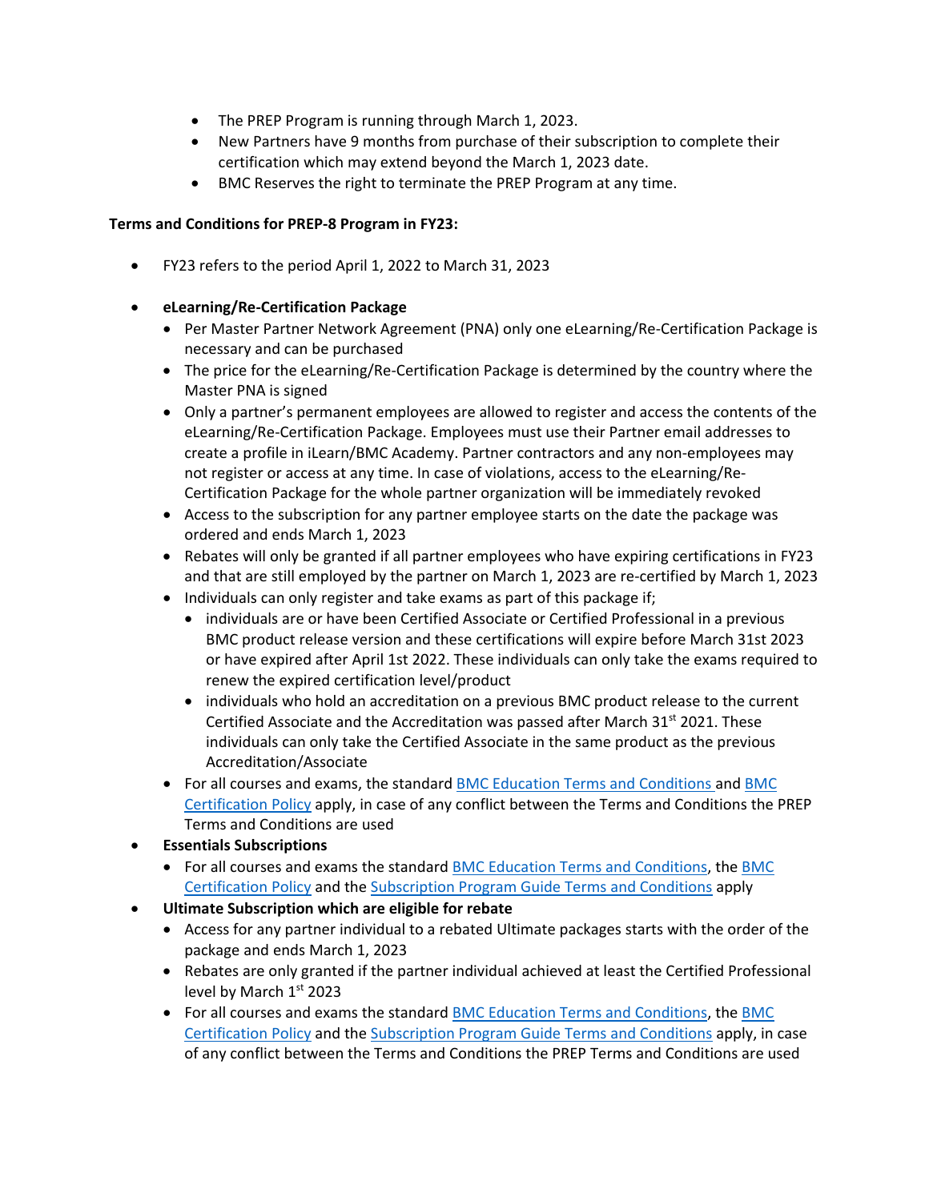- The PREP Program is running through March 1, 2023.
- New Partners have 9 months from purchase of their subscription to complete their certification which may extend beyond the March 1, 2023 date.
- BMC Reserves the right to terminate the PREP Program at any time.

**Terms and Conditions for PREP-8 Program in FY23:**

- FY23 refers to the period April 1, 2022 to March 31, 2023
- **eLearning/Re-Certification Package**
  - Per Master Partner Network Agreement (PNA) only one eLearning/Re-Certification Package is necessary and can be purchased
  - The price for the eLearning/Re-Certification Package is determined by the country where the Master PNA is signed
  - Only a partner's permanent employees are allowed to register and access the contents of the eLearning/Re-Certification Package. Employees must use their Partner email addresses to create a profile in iLearn/BMC Academy. Partner contractors and any non-employees may not register or access at any time. In case of violations, access to the eLearning/Re-Certification Package for the whole partner organization will be immediately revoked
  - Access to the subscription for any partner employee starts on the date the package was ordered and ends March 1, 2023
  - Rebates will only be granted if all partner employees who have expiring certifications in FY23 and that are still employed by the partner on March 1, 2023 are re-certified by March 1, 2023
  - Individuals can only register and take exams as part of this package if;
    - individuals are or have been Certified Associate or Certified Professional in a previous BMC product release version and these certifications will expire before March 31st 2023 or have expired after April 1st 2022. These individuals can only take the exams required to renew the expired certification level/product
    - individuals who hold an accreditation on a previous BMC product release to the current Certified Associate and the Accreditation was passed after March 31st 2021. These individuals can only take the Certified Associate in the same product as the previous Accreditation/Associate
  - For all courses and exams, the standard BMC Education Terms and Conditions and BMC Certification Policy apply, in case of any conflict between the Terms and Conditions the PREP Terms and Conditions are used
- **Essentials Subscriptions**
  - For all courses and exams the standard BMC Education Terms and Conditions, the BMC Certification Policy and the Subscription Program Guide Terms and Conditions apply
- **Ultimate Subscription which are eligible for rebate**
  - Access for any partner individual to a rebated Ultimate packages starts with the order of the package and ends March 1, 2023
  - Rebates are only granted if the partner individual achieved at least the Certified Professional level by March 1st 2023
  - For all courses and exams the standard BMC Education Terms and Conditions, the BMC Certification Policy and the Subscription Program Guide Terms and Conditions apply, in case of any conflict between the Terms and Conditions the PREP Terms and Conditions are used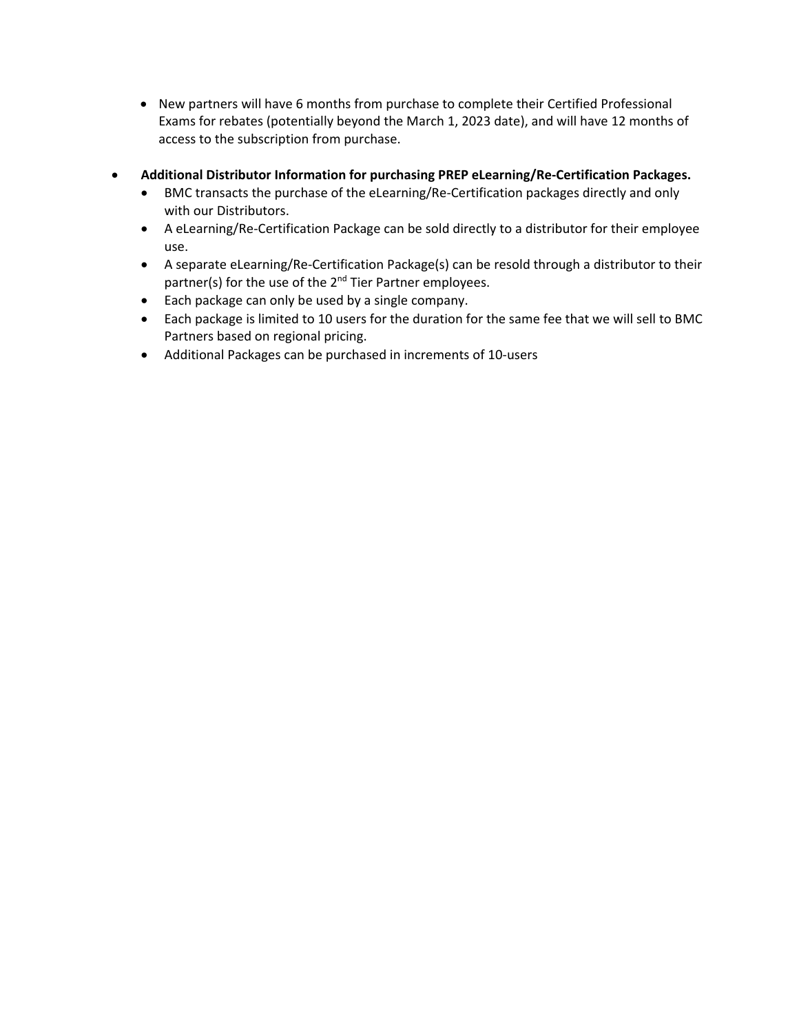- New partners will have 6 months from purchase to complete their Certified Professional Exams for rebates (potentially beyond the March 1, 2023 date), and will have 12 months of access to the subscription from purchase.

- **Additional Distributor Information for purchasing PREP eLearning/Re-Certification Packages.**
  - BMC transacts the purchase of the eLearning/Re-Certification packages directly and only with our Distributors.
  - A eLearning/Re-Certification Package can be sold directly to a distributor for their employee use.
  - A separate eLearning/Re-Certification Package(s) can be resold through a distributor to their partner(s) for the use of the 2nd Tier Partner employees.
  - Each package can only be used by a single company.
  - Each package is limited to 10 users for the duration for the same fee that we will sell to BMC Partners based on regional pricing.
  - Additional Packages can be purchased in increments of 10-users